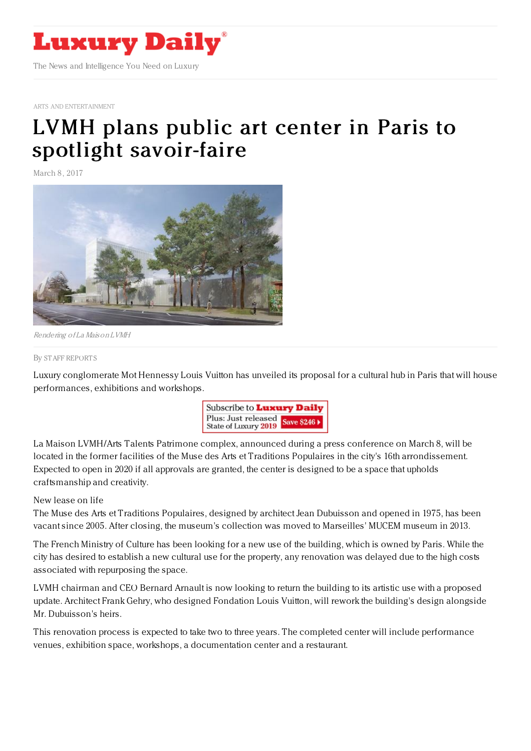# Luxury Daily

The News and Intelligence You Need on Luxury

ARTS AND ENTERTAINMENT

# LVMH plans public art center in Paris to spotlight savoir-faire

March 8, 2017

*Rendering of La Maison LVMH*

By STAFF REPORTS

Luxury conglomerate Mot Hennessy Louis Vuitton has unveiled its proposal for a cultural hub in Paris that will house performances, exhibitions and workshops.

La Maison LVMH/Arts Talents Patrimone complex, announced during a press conference on March 8, will be located in the former facilities of the Muse des Arts et Traditions Populaires in the city's 16th arrondissement. Expected to open in 2020 if all approvals are granted, the center is designed to be a space that upholds craftsmanship and creativity.

New lease on life

The Muse des Arts et Traditions Populaires, designed by architect Jean Dubuisson and opened in 1975, has been vacant since 2005. After closing, the museum's collection was moved to Marseilles' MUCEM museum in 2013.

The French Ministry of Culture has been looking for a new use of the building, which is owned by Paris. While the city has desired to establish a new cultural use for the property, any renovation was delayed due to the high costs associated with repurposing the space.

LVMH chairman and CEO Bernard Arnault is now looking to return the building to its artistic use with a proposed update. Architect Frank Gehry, who designed Fondation Louis Vuitton, will rework the building's design alongside Mr. Dubuisson's heirs.

This renovation process is expected to take two to three years. The completed center will include performance venues, exhibition space, workshops, a documentation center and a restaurant.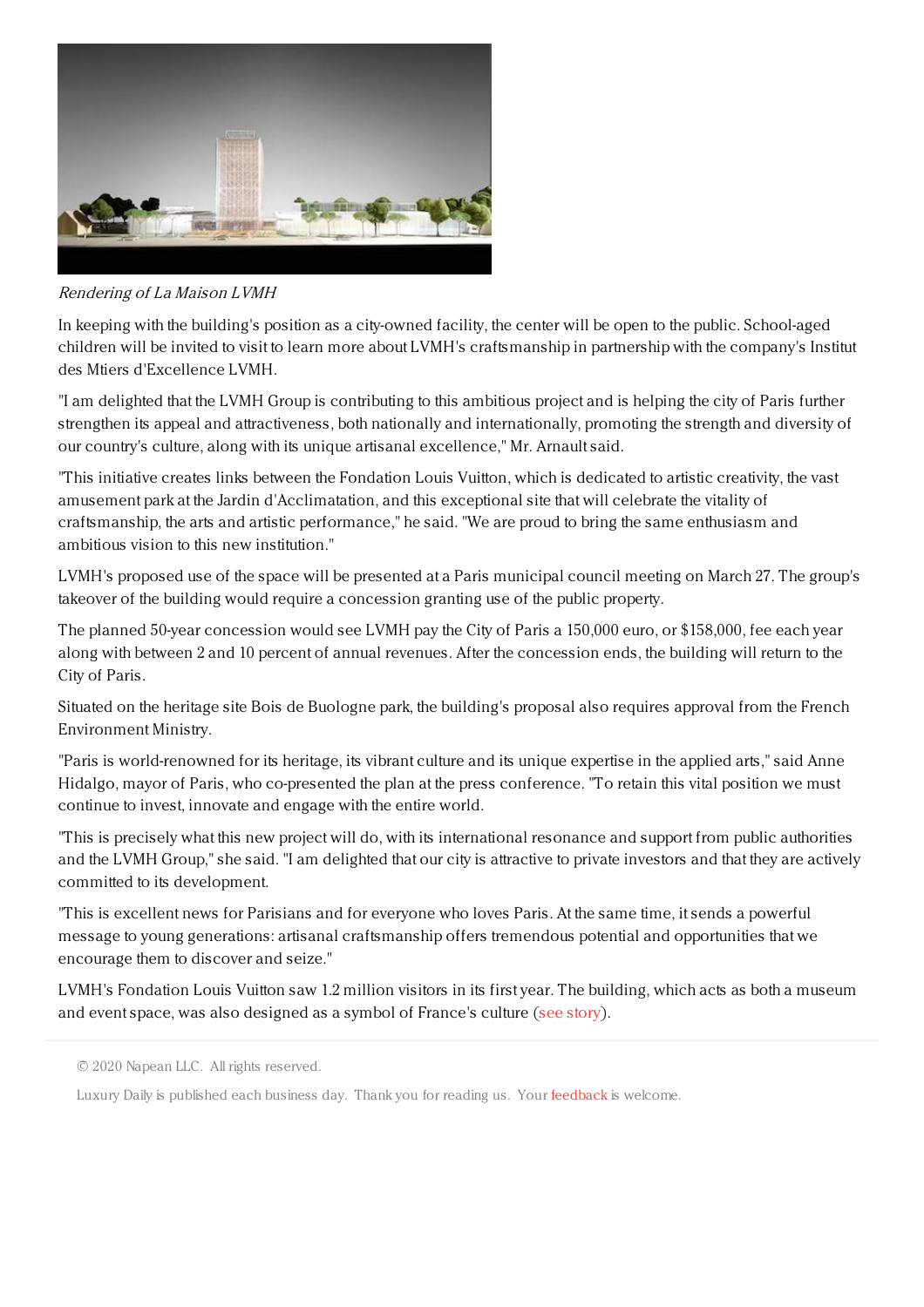*Rendering of La Maison LVMH*

In keeping with the building's position as a city-owned facility, the center will be open to the public. School-aged children will be invited to visit to learn more about LVMH's craftsmanship in partnership with the company's Institut des Mtiers d'Excellence LVMH.

"I am delighted that the LVMH Group is contributing to this ambitious project and is helping the city of Paris further strengthen its appeal and attractiveness, both nationally and internationally, promoting the strength and diversity of our country's culture, along with its unique artisanal excellence," Mr. Arnault said.

"This initiative creates links between the Fondation Louis Vuitton, which is dedicated to artistic creativity, the vast amusement park at the Jardin d'Acclimatation, and this exceptional site that will celebrate the vitality of craftsmanship, the arts and artistic performance," he said. "We are proud to bring the same enthusiasm and ambitious vision to this new institution."

LVMH's proposed use of the space will be presented at a Paris municipal council meeting on March 27. The group's takeover of the building would require a concession granting use of the public property.

The planned 50-year concession would see LVMH pay the City of Paris a 150,000 euro, or $158,000, fee each year along with between 2 and 10 percent of annual revenues. After the concession ends, the building will return to the City of Paris.

Situated on the heritage site Bois de Buologne park, the building's proposal also requires approval from the French Environment Ministry.

"Paris is world-renowned for its heritage, its vibrant culture and its unique expertise in the applied arts," said Anne Hidalgo, mayor of Paris, who co-presented the plan at the press conference. "To retain this vital position we must continue to invest, innovate and engage with the entire world.

"This is precisely what this new project will do, with its international resonance and support from public authorities and the LVMH Group," she said. "I am delighted that our city is attractive to private investors and that they are actively committed to its development.

"This is excellent news for Parisians and for everyone who loves Paris. At the same time, it sends a powerful message to young generations: artisanal craftsmanship offers tremendous potential and opportunities that we encourage them to discover and seize."

LVMH's Fondation Louis Vuitton saw 1.2 million visitors in its first year. The building, which acts as both a museum and event space, was also designed as a symbol of France's culture (see story).

© 2020 Napean LLC. All rights reserved.

Luxury Daily is published each business day. Thank you for reading us. Your feedback is welcome.